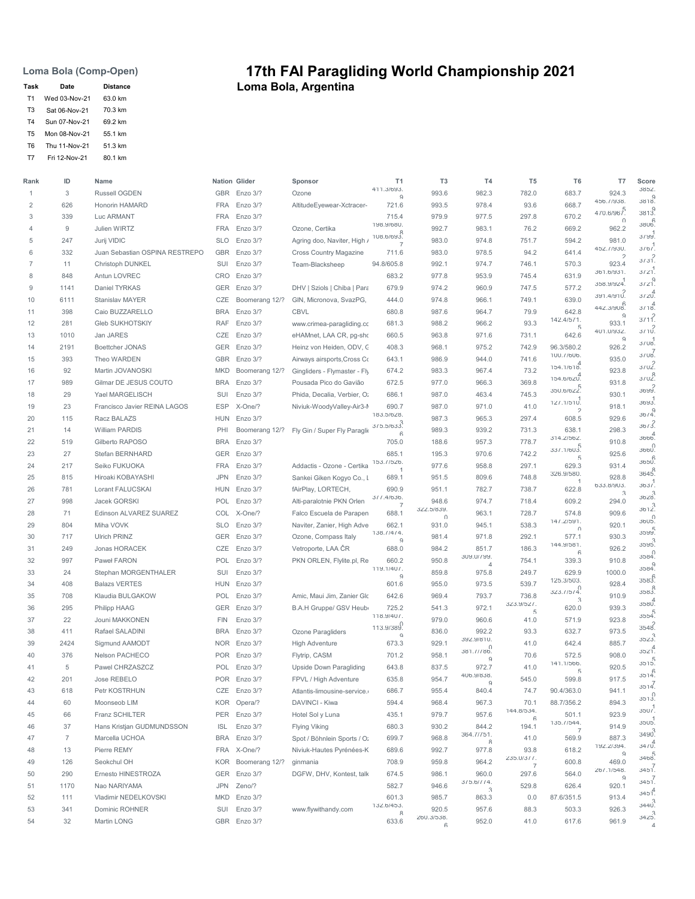# 17th FAI Paragliding World Championship 2021

## Loma Bola, Argentina

**Loma Bola (Comp-Open)**

| Task | Date | Distance |
|---|---|---|
| T1 | Wed 03-Nov-21 | 63.0 km |
| T3 | Sat 06-Nov-21 | 70.3 km |
| T4 | Sun 07-Nov-21 | 69.2 km |
| T5 | Mon 08-Nov-21 | 55.1 km |
| T6 | Thu 11-Nov-21 | 51.3 km |
| T7 | Fri 12-Nov-21 | 80.1 km |

| Rank | ID | Name | Nation | Glider | Sponsor | T1 | T3 | T4 | T5 | T6 | T7 | Score |
|---|---|---|---|---|---|---|---|---|---|---|---|---|
| 1 | 3 | Russell OGDEN | GBR | Enzo 3/? | Ozone | 411.3/693.9 | 993.6 | 982.3 | 782.0 | 683.7 | 924.3 | 3852.9 |
| 2 | 626 | Honorin HAMARD | FRA | Enzo 3/? | AltitudeEyewear-Xctracer- | 721.6 | 993.5 | 978.4 | 93.6 | 668.7 | 456.7/938.5 | 3818.9 |
| 3 | 339 | Luc ARMANT | FRA | Enzo 3/? | | 715.4 | 979.9 | 977.5 | 297.8 | 670.2 | 470.6/967.0 | 3813.6 |
| 4 | 9 | Julien WIRTZ | FRA | Enzo 3/? | Ozone, Certika | 198.9/680.8 | 992.7 | 983.1 | 76.2 | 669.2 | 962.2 | 3806.1 |
| 5 | 247 | Jurij VIDIC | SLO | Enzo 3/? | Agring doo, Naviter, High / | 108.6/693.7 | 983.0 | 974.8 | 751.7 | 594.2 | 981.0 | 3799.1 |
| 6 | 332 | Juan Sebastian OSPINA RESTREPO | GBR | Enzo 3/? | Cross Country Magazine | 711.6 | 983.0 | 978.5 | 94.2 | 641.4 | 452.7/930.2 | 3767.2 |
| 7 | 11 | Christoph DUNKEL | SUI | Enzo 3/? | Team-Blacksheep | 94.8/605.8 | 992.1 | 974.7 | 746.1 | 570.3 | 923.4 | 3737.1 |
| 8 | 848 | Antun LOVREC | CRO | Enzo 3/? | | 683.2 | 977.8 | 953.9 | 745.4 | 631.9 | 361.6/931.1 | 3721.9 |
| 9 | 1141 | Daniel TYRKAS | GER | Enzo 3/? | DHV \| Sziols \| Chiba \| Para | 679.9 | 974.2 | 960.9 | 747.5 | 577.2 | 358.9/924.2 | 3721.4 |
| 10 | 6111 | Stanislav MAYER | CZE | Boomerang 12/? | GIN, Micronova, SvazPG, | 444.0 | 974.8 | 966.1 | 749.1 | 639.0 | 391.4/910.6 | 3720.4 |
| 11 | 398 | Caio BUZZARELLO | BRA | Enzo 3/? | CBVL | 680.8 | 987.6 | 964.7 | 79.9 | 642.8 | 442.3/908.9 | 3718.2 |
| 12 | 281 | Gleb SUKHOTSKIY | RAF | Enzo 3/? | www.crimea-paragliding.cc | 681.3 | 988.2 | 966.2 | 93.3 | 142.4/571.5 | 933.1 | 3711.2 |
| 13 | 1010 | Jan JARES | CZE | Enzo 3/? | eHAMnet, LAA CR, pg-shc | 660.5 | 963.8 | 971.6 | 731.1 | 642.6 | 401.0/932.9 | 3710.1 |
| 14 | 2191 | Boettcher JONAS | GER | Enzo 3/? | Heinz von Heiden, ODV, C | 408.3 | 968.1 | 975.2 | 742.9 | 96.3/580.2 | 926.2 | 3708.7 |
| 15 | 393 | Theo WARDEN | GBR | Enzo 3/? | Airways airsports,Cross Cc | 643.1 | 986.9 | 944.0 | 741.6 | 100.7/606.4 | 935.0 | 3708.2 |
| 16 | 92 | Martin JOVANOSKI | MKD | Boomerang 12/? | Gingliders - Flymaster - Fly | 674.2 | 983.3 | 967.4 | 73.2 | 154.1/618.4 | 923.8 | 3702.8 |
| 17 | 989 | Gilmar DE JESUS COUTO | BRA | Enzo 3/? | Pousada Pico do Gavião | 672.5 | 977.0 | 966.3 | 369.8 | 154.6/620.5 | 931.8 | 3702.2 |
| 18 | 29 | Yael MARGELISCH | SUI | Enzo 3/? | Phida, Decalia, Verbier, O: | 686.1 | 987.0 | 463.4 | 745.3 | 350.6/622.2 | 930.1 | 3699.1 |
| 19 | 23 | Francisco Javier REINA LAGOS | ESP | X-One/? | Niviuk-WoodyValley-Air3-I | 690.7 | 987.0 | 971.0 | 41.0 | 127.1/510.2 | 918.1 | 3693.9 |
| 20 | 115 | Racz BALAZS | HUN | Enzo 3/? | | 183.5/628.3 | 987.3 | 965.3 | 297.4 | 608.5 | 929.6 | 3674.2 |
| 21 | 14 | William PARDIS | PHI | Boomerang 12/? | Fly Gin / Super Fly Paragli | 375.5/633.6 | 989.3 | 939.2 | 731.3 | 638.1 | 298.3 | 3673.4 |
| 22 | 519 | Gilberto RAPOSO | BRA | Enzo 3/? | | 705.0 | 188.6 | 957.3 | 778.7 | 314.2/562.5 | 910.8 | 3666.0 |
| 23 | 27 | Stefan BERNHARD | GER | Enzo 3/? | | 685.1 | 195.3 | 970.6 | 742.2 | 337.1/603.5 | 925.6 | 3660.6 |
| 24 | 217 | Seiko FUKUOKA | FRA | Enzo 3/? | Addactis - Ozone - Certika | 153.7/526.1 | 977.6 | 958.8 | 297.1 | 629.3 | 931.4 | 3650.8 |
| 25 | 815 | Hiroaki KOBAYASHI | JPN | Enzo 3/? | Sankei Giken Kogyo Co., L | 689.1 | 951.5 | 809.6 | 748.8 | 326.9/580.1 | 928.8 | 3645.1 |
| 26 | 781 | Lorant FALUCSKAI | HUN | Enzo 3/? | fAirPlay, LORTECH, | 690.9 | 951.1 | 782.7 | 738.7 | 622.8 | 633.8/903.3 | 3637.3 |
| 27 | 998 | Jacek GORSKI | POL | Enzo 3/? | Alti-paralotnie PKN Orlen | 377.4/636.7 | 948.6 | 974.7 | 718.4 | 609.2 | 294.0 | 3628.3 |
| 28 | 71 | Edinson ALVAREZ SUAREZ | COL | X-One/? | Falco Escuela de Parapen | 688.1 | 322.5/839.0 | 963.1 | 728.7 | 574.8 | 909.6 | 3612.0 |
| 29 | 804 | Miha VOVK | SLO | Enzo 3/? | Naviter, Zanier, High Adve | 662.1 | 931.0 | 945.1 | 538.3 | 147.2/591.0 | 920.1 | 3605.5 |
| 30 | 717 | Ulrich PRINZ | GER | Enzo 3/? | Ozone, Compass Italy | 138.7/474.9 | 981.4 | 971.8 | 292.1 | 577.1 | 930.3 | 3599.3 |
| 31 | 249 | Jonas HORACEK | CZE | Enzo 3/? | Vetroporte, LAA ČR | 688.0 | 984.2 | 851.7 | 186.3 | 144.9/581.6 | 926.2 | 3595.0 |
| 32 | 997 | Paweł FARON | POL | Enzo 3/? | PKN ORLEN, Flylite.pl, Re | 660.2 | 950.8 | 309.0/799.4 | 754.1 | 339.3 | 910.8 | 3584.9 |
| 33 | 24 | Stephan MORGENTHALER | SUI | Enzo 3/? | | 119.1/407.9 | 859.8 | 975.8 | 249.7 | 629.9 | 1000.0 | 3584.6 |
| 34 | 408 | Balazs VERTES | HUN | Enzo 3/? | | 601.6 | 955.0 | 973.5 | 539.7 | 125.3/503.0 | 928.4 | 3583.8 |
| 35 | 708 | Klaudia BULGAKOW | POL | Enzo 3/? | Amic, Maui Jim, Zanier Glc | 642.6 | 969.4 | 793.7 | 736.8 | 323.7/574.3 | 910.9 | 3583.4 |
| 36 | 295 | Philipp HAAG | GER | Enzo 3/? | B.A.H Gruppe/ GSV Heub | 725.2 | 541.3 | 972.1 | 323.9/527.5 | 620.0 | 939.3 | 3580.5 |
| 37 | 22 | Jouni MAKKONEN | FIN | Enzo 3/? | | 118.9/407.0 | 979.0 | 960.6 | 41.0 | 571.9 | 923.8 | 3554.2 |
| 38 | 411 | Rafael SALADINI | BRA | Enzo 3/? | Ozone Paragliders | 113.9/389.9 | 836.0 | 992.2 | 93.3 | 632.7 | 973.5 | 3548.3 |
| 39 | 2424 | Sigmund AAMODT | NOR | Enzo 3/? | High Adventure | 673.3 | 929.1 | 392.9/810.0 | 41.0 | 642.4 | 885.7 | 3523.4 |
| 40 | 376 | Nelson PACHECO | POR | Enzo 3/? | Flytrip, CASM | 701.2 | 958.1 | 381.7/786.9 | 70.6 | 572.5 | 908.0 | 3521.5 |
| 41 | 5 | Pawel CHRZASZCZ | POL | Enzo 3/? | Upside Down Paragliding | 643.8 | 837.5 | 972.7 | 41.0 | 141.1/566.5 | 920.5 | 3515.6 |
| 42 | 201 | Jose REBELO | POR | Enzo 3/? | FPVL / High Adventure | 635.8 | 954.7 | 406.9/838.9 | 545.0 | 599.8 | 917.5 | 3514.7 |
| 43 | 618 | Petr KOSTRHUN | CZE | Enzo 3/? | Atlantis-limousine-service.c | 686.7 | 955.4 | 840.4 | 74.7 | 90.4/363.0 | 941.1 | 3513.0 |
| 44 | 60 | Moonseob LIM | KOR | Opera/? | DAVINCI - Kiwa | 594.4 | 968.4 | 967.3 | 70.1 | 88.7/356.2 | 894.3 | 3507.1 |
| 45 | 66 | Franz SCHILTER | PER | Enzo 3/? | Hotel Sol y Luna | 435.1 | 979.7 | 957.6 | 144.8/534.6 | 501.1 | 923.9 | 3505.3 |
| 46 | 37 | Hans Kristjan GUDMUNDSSON | ISL | Enzo 3/? | Flying Viking | 680.3 | 930.2 | 844.2 | 194.1 | 135.7/544.7 | 914.9 | 3490.4 |
| 47 | 7 | Marcella UCHOA | BRA | Enzo 3/? | Spot / Böhnlein Sports / O: | 699.7 | 968.8 | 364.7/751.8 | 41.0 | 569.9 | 887.3 | 3470.5 |
| 48 | 13 | Pierre REMY | FRA | X-One/? | Niviuk-Hautes Pyrénées-K | 689.6 | 992.7 | 977.8 | 93.8 | 618.2 | 192.2/394.9 | 3468.7 |
| 49 | 126 | Seokchul OH | KOR | Boomerang 12/? | ginmania | 708.9 | 959.8 | 964.2 | 235.0/377.7 | 600.8 | 469.0 | 3451.7 |
| 50 | 290 | Ernesto HINESTROZA | GER | Enzo 3/? | DGFW, DHV, Kontest, talk | 674.5 | 986.1 | 960.0 | 297.6 | 564.0 | 267.1/548.9 | 3451.4 |
| 51 | 1170 | Nao NARIYAMA | JPN | Zeno/? | | 582.7 | 946.6 | 375.6/774.3 | 529.8 | 626.4 | 920.1 | 3451.4 |
| 52 | 111 | Vladimir NEDELKOVSKI | MKD | Enzo 3/? | | 601.3 | 985.7 | 863.3 | 0.0 | 87.6/351.5 | 913.4 | 3440.3 |
| 53 | 341 | Dominic ROHNER | SUI | Enzo 3/? | www.flywithandy.com | 132.6/453.8 | 920.5 | 957.6 | 88.3 | 503.3 | 926.3 | 3425.3 |
| 54 | 32 | Martin LONG | GBR | Enzo 3/? | | 633.6 | 260.3/538.6 | 952.0 | 41.0 | 617.6 | 961.9 | 3425.4 |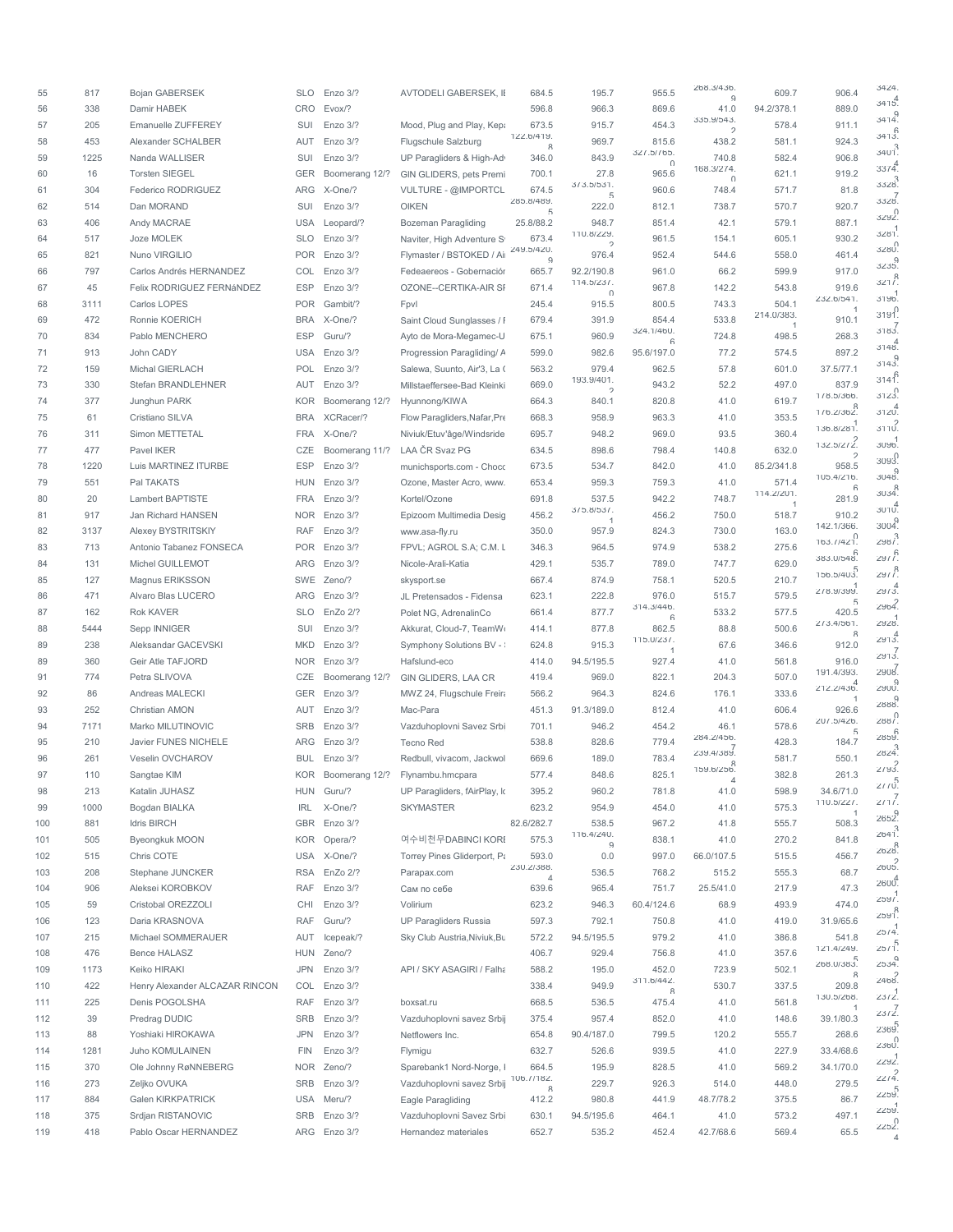| | | | | | | | | | | | | |
|---|---|---|---|---|---|---|---|---|---|---|---|---|
| 55 | 817 | Bojan GABERSEK | SLO | Enzo 3/? | AVTODELI GABERSEK, I | 684.5 | 195.7 | 955.5 | 268.3/436.9 | 609.7 | 906.4 | 3424.4 |
| 56 | 338 | Damir HABEK | CRO | Evox/? | | 596.8 | 966.3 | 869.6 | 41.0 | 94.2/378.1 | 889.0 | 3415.9 |
| 57 | 205 | Emanuelle ZUFFEREY | SUI | Enzo 3/? | Mood, Plug and Play, Kepa | 673.5 | 915.7 | 454.3 | 335.9/543.2 | 578.4 | 911.1 | 3414.6 |
| 58 | 453 | Alexander SCHALBER | AUT | Enzo 3/? | Flugschule Salzburg | 122.6/419.8 | 969.7 | 815.6 | 438.2 | 581.1 | 924.3 | 3413.3 |
| 59 | 1225 | Nanda WALLISER | SUI | Enzo 3/? | UP Paragliders & High-Adv | 346.0 | 843.9 | 327.5/765.0 | 740.8 | 582.4 | 906.8 | 3401.4 |
| 60 | 16 | Torsten SIEGEL | GER | Boomerang 12/? | GIN GLIDERS, pets Premi | 700.1 | 27.8 | 965.6 | 168.3/274.0 | 621.1 | 919.2 | 3374.3 |
| 61 | 304 | Federico RODRIGUEZ | ARG | X-One/? | VULTURE - @IMPORTCL | 674.5 | 373.5/531.5 | 960.6 | 748.4 | 571.7 | 81.8 | 3328.7 |
| 62 | 514 | Dan MORAND | SUI | Enzo 3/? | OIKEN | 285.8/489.5 | 222.0 | 812.1 | 738.7 | 570.7 | 920.7 | 3328.0 |
| 63 | 406 | Andy MACRAE | USA | Leopard/? | Bozeman Paragliding | 25.8/88.2 | 948.7 | 851.4 | 42.1 | 579.1 | 887.1 | 3292.1 |
| 64 | 517 | Joze MOLEK | SLO | Enzo 3/? | Naviter, High Adventure S | 673.4 | 110.8/229.2 | 961.5 | 154.1 | 605.1 | 930.2 | 3281.0 |
| 65 | 821 | Nuno VIRGILIO | POR | Enzo 3/? | Flymaster / BSTOKED / Ai | 249.5/420.9 | 976.4 | 952.4 | 544.6 | 558.0 | 461.4 | 3280.8 |
| 66 | 797 | Carlos Andrés HERNANDEZ | COL | Enzo 3/? | Fedeaereos - Gobernación | 665.7 | 92.2/190.8 | 961.0 | 66.2 | 599.9 | 917.0 | 3235.9 |
| 67 | 45 | Felix RODRIGUEZ FERNáNDEZ | ESP | Enzo 3/? | OZONE--CERTIKA-AIR SF | 671.4 | 114.5/237.0 | 967.8 | 142.2 | 543.8 | 919.6 | 3217.8 |
| 68 | 3111 | Carlos LOPES | POR | Gambit/? | Fpvl | 245.4 | 915.5 | 800.5 | 743.3 | 504.1 | 232.6/541.1 | 3196.1 |
| 69 | 472 | Ronnie KOERICH | BRA | X-One/? | Saint Cloud Sunglasses / F | 679.4 | 391.9 | 854.4 | 533.8 | 214.0/383.1 | 910.1 | 3191.0 |
| 70 | 834 | Pablo MENCHERO | ESP | Guru/? | Ayto de Mora-Megamec-U | 675.1 | 960.9 | 324.1/460.6 | 724.8 | 498.5 | 268.3 | 3183.7 |
| 71 | 913 | John CADY | USA | Enzo 3/? | Progression Paragliding/ A | 599.0 | 982.6 | 95.6/197.0 | 77.2 | 574.5 | 897.2 | 3148.4 |
| 72 | 159 | Michal GIERLACH | POL | Enzo 3/? | Salewa, Suunto, Air'3, La ( | 563.2 | 979.4 | 962.5 | 57.8 | 601.0 | 37.5/77.1 | 3143.9 |
| 73 | 330 | Stefan BRANDLEHNER | AUT | Enzo 3/? | Millstaeffersee-Bad Kleinki | 669.0 | 193.9/401.2 | 943.2 | 52.2 | 497.0 | 837.9 | 3141.6 |
| 74 | 377 | Junghun PARK | KOR | Boomerang 12/? | Hyunnong/KIWA | 664.3 | 840.1 | 820.8 | 41.0 | 619.7 | 178.5/366.8 | 3123.0 |
| 75 | 61 | Cristiano SILVA | BRA | XCRacer/? | Flow Paragliders,Nafar,Pre | 668.3 | 958.9 | 963.3 | 41.0 | 353.5 | 176.2/362.1 | 3120.4 |
| 76 | 311 | Simon METTETAL | FRA | X-One/? | Niviuk/Etuv'âge/Windsride | 695.7 | 948.2 | 969.0 | 93.5 | 360.4 | 136.8/281.2 | 3110.2 |
| 77 | 477 | Pavel IKER | CZE | Boomerang 11/? | LAA ČR Svaz PG | 634.5 | 898.6 | 798.4 | 140.8 | 632.0 | 132.5/272.2 | 3096.1 |
| 78 | 1220 | Luis MARTINEZ ITURBE | ESP | Enzo 3/? | munichsports.com - Chocc | 673.5 | 534.7 | 842.0 | 41.0 | 85.2/341.8 | 958.5 | 3093.0 |
| 79 | 551 | Pal TAKATS | HUN | Enzo 3/? | Ozone, Master Acro, www. | 653.4 | 959.3 | 759.3 | 41.0 | 571.4 | 105.4/216.6 | 3048.9 |
| 80 | 20 | Lambert BAPTISTE | FRA | Enzo 3/? | Kortel/Ozone | 691.8 | 537.5 | 942.2 | 748.7 | 114.2/201.1 | 281.9 | 3034.8 |
| 81 | 917 | Jan Richard HANSEN | NOR | Enzo 3/? | Epizoom Multimedia Desig | 456.2 | 375.8/537.1 | 456.2 | 750.0 | 518.7 | 910.2 | 3010.4 |
| 82 | 3137 | Alexey BYSTRITSKIY | RAF | Enzo 3/? | www.asa-fly.ru | 350.0 | 957.9 | 824.3 | 730.0 | 163.0 | 142.1/366.0 | 3004.9 |
| 83 | 713 | Antonio Tabanez FONSECA | POR | Enzo 3/? | FPVL; AGROL S.A; C.M. L | 346.3 | 964.5 | 974.9 | 538.2 | 275.6 | 163.7/421.6 | 2987.3 |
| 84 | 131 | Michel GUILLEMOT | ARG | Enzo 3/? | Nicole-Arali-Katia | 429.1 | 535.7 | 789.0 | 747.7 | 629.0 | 383.0/548.5 | 2977.8 |
| 85 | 127 | Magnus ERIKSSON | SWE | Zeno/? | skysport.se | 667.4 | 874.9 | 758.1 | 520.5 | 210.7 | 156.5/403.1 | 2977.6 |
| 86 | 471 | Alvaro Blas LUCERO | ARG | Enzo 3/? | JL Pretensados - Fidensa | 623.1 | 222.8 | 976.0 | 515.7 | 579.5 | 278.9/399.5 | 2973.4 |
| 87 | 162 | Rok KAVER | SLO | EnZo 2/? | Polet NG, AdrenalinCo | 661.4 | 877.7 | 314.3/446.6 | 533.2 | 577.5 | 420.5 | 2964.2 |
| 88 | 5444 | Sepp INNIGER | SUI | Enzo 3/? | Akkurat, Cloud-7, TeamW | 414.1 | 877.8 | 862.5 | 88.8 | 500.6 | 273.4/561.8 | 2928.1 |
| 89 | 238 | Aleksandar GACEVSKI | MKD | Enzo 3/? | Symphony Solutions BV - | 624.8 | 915.3 | 115.0/237.1 | 67.6 | 346.6 | 912.0 | 2913.4 |
| 89 | 360 | Geir Atle TAFJORD | NOR | Enzo 3/? | Hafslund-eco | 414.0 | 94.5/195.5 | 927.4 | 41.0 | 561.8 | 916.0 | 2913.7 |
| 91 | 774 | Petra SLIVOVA | CZE | Boomerang 12/? | GIN GLIDERS, LAA CR | 419.4 | 969.0 | 822.1 | 204.3 | 507.0 | 191.4/393.4 | 2908.7 |
| 92 | 86 | Andreas MALECKI | GER | Enzo 3/? | MWZ 24, Flugschule Freira | 566.2 | 964.3 | 824.6 | 176.1 | 333.6 | 212.2/436.1 | 2900.9 |
| 93 | 252 | Christian AMON | AUT | Enzo 3/? | Mac-Para | 451.3 | 91.3/189.0 | 812.4 | 41.0 | 606.4 | 926.6 | 2888.9 |
| 94 | 7171 | Marko MILUTINOVIC | SRB | Enzo 3/? | Vazduhoplovni Savez Srbi | 701.1 | 946.2 | 454.2 | 46.1 | 578.6 | 207.5/426.5 | 2887.0 |
| 95 | 210 | Javier FUNES NICHELE | ARG | Enzo 3/? | Tecno Red | 538.8 | 828.6 | 779.4 | 284.2/456.7 | 428.3 | 184.7 | 2859.6 |
| 96 | 261 | Veselin OVCHAROV | BUL | Enzo 3/? | Redbull, vivacom, Jackwol | 669.6 | 189.0 | 783.4 | 239.4/389.8 | 581.7 | 550.1 | 2824.3 |
| 97 | 110 | Sangtae KIM | KOR | Boomerang 12/? | Flynambu.hmcpara | 577.4 | 848.6 | 825.1 | 159.6/256.4 | 382.8 | 261.3 | 2793.2 |
| 98 | 213 | Katalin JUHASZ | HUN | Guru/? | UP Paragliders, fAirPlay, k | 395.2 | 960.2 | 781.8 | 41.0 | 598.9 | 34.6/71.0 | 2770.5 |
| 99 | 1000 | Bogdan BIALKA | IRL | X-One/? | SKYMASTER | 623.2 | 954.9 | 454.0 | 41.0 | 575.3 | 110.5/227.1 | 2717.7 |
| 100 | 881 | Idris BIRCH | GBR | Enzo 3/? | | 82.6/282.7 | 538.5 | 967.2 | 41.8 | 555.7 | 508.3 | 2652.9 |
| 101 | 505 | Byeongkuk MOON | KOR | Opera/? | 여수비천무DABINCI KORE | 575.3 | 116.4/240.9 | 838.1 | 41.0 | 270.2 | 841.8 | 2641.3 |
| 102 | 515 | Chris COTE | USA | X-One/? | Torrey Pines Gliderport, Pa | 593.0 | 0.0 | 997.0 | 66.0/107.5 | 515.5 | 456.7 | 2628.8 |
| 103 | 208 | Stephane JUNCKER | RSA | EnZo 2/? | Parapax.com | 230.2/388.4 | 536.5 | 768.2 | 515.2 | 555.3 | 68.7 | 2605.2 |
| 104 | 906 | Aleksei KOROBKOV | RAF | Enzo 3/? | Сам по себе | 639.6 | 965.4 | 751.7 | 25.5/41.0 | 217.9 | 47.3 | 2600.4 |
| 105 | 59 | Cristobal OREZZOLI | CHI | Enzo 3/? | Volirium | 623.2 | 946.3 | 60.4/124.6 | 68.9 | 493.9 | 474.0 | 2597.1 |
| 106 | 123 | Daria KRASNOVA | RAF | Guru/? | UP Paragliders Russia | 597.3 | 792.1 | 750.8 | 41.0 | 419.0 | 31.9/65.6 | 2591.8 |
| 107 | 215 | Michael SOMMERAUER | AUT | Icepeak/? | Sky Club Austria,Niviuk,Bu | 572.2 | 94.5/195.5 | 979.2 | 41.0 | 386.8 | 541.8 | 2574.1 |
| 108 | 476 | Bence HALASZ | HUN | Zeno/? | | 406.7 | 929.4 | 756.8 | 41.0 | 357.6 | 121.4/249.5 | 2571.5 |
| 109 | 1173 | Keiko HIRAKI | JPN | Enzo 3/? | API / SKY ASAGIRI / Falha | 588.2 | 195.0 | 452.0 | 723.9 | 502.1 | 268.0/383.8 | 2534.9 |
| 110 | 422 | Henry Alexander ALCAZAR RINCON | COL | Enzo 3/? | | 338.4 | 949.9 | 311.6/442.8 | 530.7 | 337.5 | 209.8 | 2468.2 |
| 111 | 225 | Denis POGOLSHA | RAF | Enzo 3/? | boxsat.ru | 668.5 | 536.5 | 475.4 | 41.0 | 561.8 | 130.5/268.1 | 2372.1 |
| 112 | 39 | Predrag DUDIC | SRB | Enzo 3/? | Vazduhoplovni savez Srbij | 375.4 | 957.4 | 852.0 | 41.0 | 148.6 | 39.1/80.3 | 2372.7 |
| 113 | 88 | Yoshiaki HIROKAWA | JPN | Enzo 3/? | Netflowers Inc. | 654.8 | 90.4/187.0 | 799.5 | 120.2 | 555.7 | 268.6 | 2369.5 |
| 114 | 1281 | Juho KOMULAINEN | FIN | Enzo 3/? | Flymigu | 632.7 | 526.6 | 939.5 | 41.0 | 227.9 | 33.4/68.6 | 2360.0 |
| 115 | 370 | Ole Johnny RøNNEBERG | NOR | Zeno/? | Sparebank1 Nord-Norge, I | 664.5 | 195.9 | 828.5 | 41.0 | 569.2 | 34.1/70.0 | 2292.1 |
| 116 | 273 | Zeljko OVUKA | SRB | Enzo 3/? | Vazduhoplovni savez Srbij | 106.7/182.8 | 229.7 | 926.3 | 514.0 | 448.0 | 279.5 | 2274.2 |
| 117 | 884 | Galen KIRKPATRICK | USA | Meru/? | Eagle Paragliding | 412.2 | 980.8 | 441.9 | 48.7/78.2 | 375.5 | 86.7 | 2259.5 |
| 118 | 375 | Srdjan RISTANOVIC | SRB | Enzo 3/? | Vazduhoplovni Savez Srbi | 630.1 | 94.5/195.6 | 464.1 | 41.0 | 573.2 | 497.1 | 2259.0 |
| 119 | 418 | Pablo Oscar HERNANDEZ | ARG | Enzo 3/? | Hernandez materiales | 652.7 | 535.2 | 452.4 | 42.7/68.6 | 569.4 | 65.5 | 2252.4 |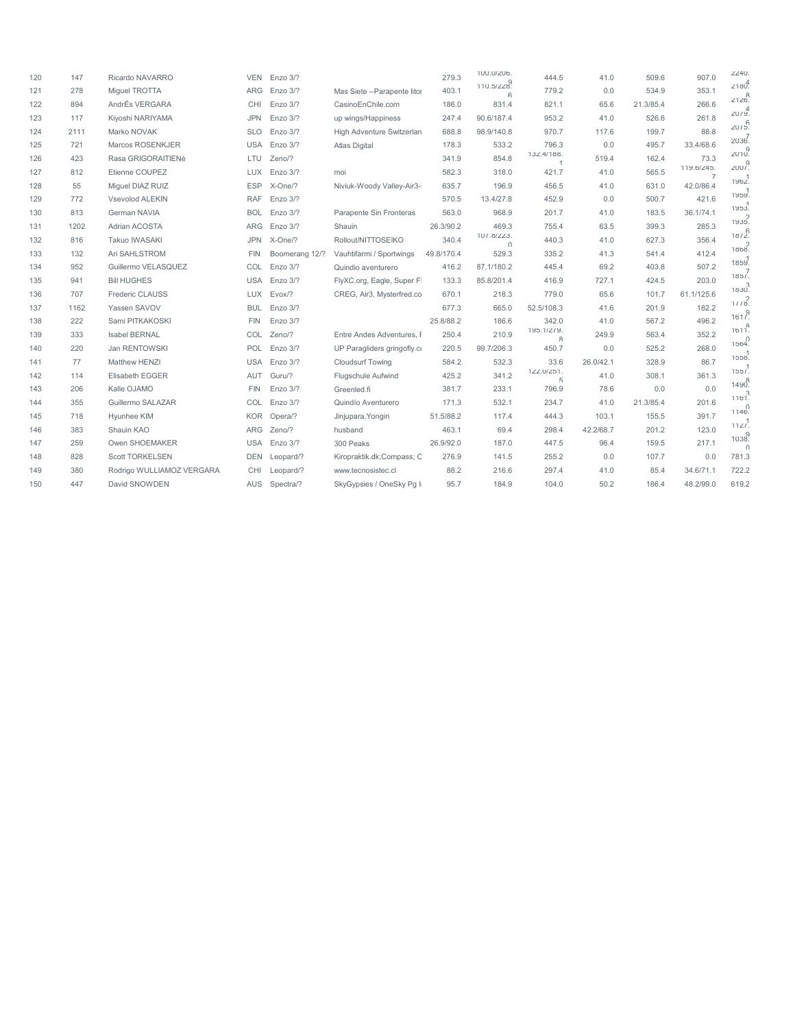| | | | | | | | | | | | | |
|---|---|---|---|---|---|---|---|---|---|---|---|---|
| 120 | 147 | Ricardo NAVARRO | VEN | Enzo 3/? | | 279.3 | 100.0/206.9 | 444.5 | 41.0 | 509.6 | 907.0 | 2240.4 |
| 121 | 278 | Miguel TROTTA | ARG | Enzo 3/? | Mas Siete --Parapente litor | 403.1 | 110.5/228.6 | 779.2 | 0.0 | 534.9 | 353.1 | 2180.8 |
| 122 | 894 | AndrÉs VERGARA | CHI | Enzo 3/? | CasinoEnChile.com | 186.0 | 831.4 | 821.1 | 65.6 | 21.3/85.4 | 266.6 | 2126.4 |
| 123 | 117 | Kiyoshi NARIYAMA | JPN | Enzo 3/? | up wings/Happiness | 247.4 | 90.6/187.4 | 953.2 | 41.0 | 526.6 | 261.8 | 2079.6 |
| 124 | 2111 | Marko NOVAK | SLO | Enzo 3/? | High Adventure Switzerlan | 688.8 | 98.9/140.8 | 970.7 | 117.6 | 199.7 | 88.8 | 2075.7 |
| 125 | 721 | Marcos ROSENKJER | USA | Enzo 3/? | Atlas Digital | 178.3 | 533.2 | 796.3 | 0.0 | 495.7 | 33.4/68.6 | 2036.9 |
| 126 | 423 | Rasa GRIGORAITIENė | LTU | Zeno/? | | 341.9 | 854.8 | 132.4/188.1 | 519.4 | 162.4 | 73.3 | 2010.9 |
| 127 | 812 | Etienne COUPEZ | LUX | Enzo 3/? | moi | 582.3 | 318.0 | 421.7 | 41.0 | 565.5 | 119.6/245.7 | 2007.1 |
| 128 | 55 | Miguel DIAZ RUIZ | ESP | X-One/? | Niviuk-Woody Valley-Air3- | 635.7 | 196.9 | 456.5 | 41.0 | 631.0 | 42.0/86.4 | 1962.1 |
| 129 | 772 | Vsevolod ALEKIN | RAF | Enzo 3/? | | 570.5 | 13.4/27.8 | 452.9 | 0.0 | 500.7 | 421.6 | 1959.2 |
| 130 | 813 | German NAVIA | BOL | Enzo 3/? | Parapente Sin Fronteras | 563.0 | 968.9 | 201.7 | 41.0 | 183.5 | 36.1/74.1 | 1953.6 |
| 131 | 1202 | Adrian ACOSTA | ARG | Enzo 3/? | Shauin | 26.3/90.2 | 469.3 | 755.4 | 63.5 | 399.3 | 285.3 | 1935.2 |
| 132 | 816 | Takuo IWASAKI | JPN | X-One/? | Rollout/NITTOSEIKO | 340.4 | 107.8/223.0 | 440.3 | 41.0 | 627.3 | 356.4 | 1872.1 |
| 133 | 132 | Ari SAHLSTROM | FIN | Boomerang 12/? | Vauhtifarmi / Sportwings | 49.8/170.4 | 529.3 | 335.2 | 41.3 | 541.4 | 412.4 | 1868.7 |
| 134 | 952 | Guillermo VELASQUEZ | COL | Enzo 3/? | Quindio aventurero | 416.2 | 87.1/180.2 | 445.4 | 69.2 | 403.8 | 507.2 | 1859.3 |
| 135 | 941 | Bill HUGHES | USA | Enzo 3/? | FlyXC.org, Eagle, Super F | 133.3 | 85.8/201.4 | 416.9 | 727.1 | 424.5 | 203.0 | 1857.2 |
| 136 | 707 | Frederic CLAUSS | LUX | Evox/? | CREG, Air3, Mysterfred.co | 670.1 | 218.3 | 779.0 | 65.6 | 101.7 | 61.1/125.6 | 1830.9 |
| 137 | 1162 | Yassen SAVOV | BUL | Enzo 3/? | | 677.3 | 665.0 | 52.5/108.3 | 41.6 | 201.9 | 182.2 | 1778.8 |
| 138 | 222 | Sami PITKAKOSKI | FIN | Enzo 3/? | | 25.8/88.2 | 186.6 | 342.0 | 41.0 | 567.2 | 496.2 | 1617.0 |
| 139 | 333 | Isabel BERNAL | COL | Zeno/? | Entre Andes Adventures, F | 250.4 | 210.9 | 195.1/279.8 | 249.9 | 563.4 | 352.2 | 1611.1 |
| 140 | 220 | Jan RENTOWSKI | POL | Enzo 3/? | UP Paragliders gringofly.co | 220.5 | 99.7/206.3 | 450.7 | 0.0 | 525.2 | 268.0 | 1564.1 |
| 141 | 77 | Matthew HENZI | USA | Enzo 3/? | Cloudsurf Towing | 584.2 | 532.3 | 33.6 | 26.0/42.1 | 328.9 | 86.7 | 1558.1 |
| 142 | 114 | Elisabeth EGGER | AUT | Guru/? | Flugschule Aufwind | 425.2 | 341.2 | 122.0/251.5 | 41.0 | 308.1 | 361.3 | 1557.8 |
| 143 | 206 | Kalle OJAMO | FIN | Enzo 3/? | Greenled.fi | 381.7 | 233.1 | 796.9 | 78.6 | 0.0 | 0.0 | 1490.3 |
| 144 | 355 | Guillermo SALAZAR | COL | Enzo 3/? | Quindío Aventurero | 171.3 | 532.1 | 234.7 | 41.0 | 21.3/85.4 | 201.6 | 1161.0 |
| 145 | 718 | Hyunhee KIM | KOR | Opera/? | Jinjupara,Yongin | 51.5/88.2 | 117.4 | 444.3 | 103.1 | 155.5 | 391.7 | 1146.1 |
| 146 | 383 | Shauin KAO | ARG | Zeno/? | husband | 463.1 | 69.4 | 298.4 | 42.2/68.7 | 201.2 | 123.0 | 1127.9 |
| 147 | 259 | Owen SHOEMAKER | USA | Enzo 3/? | 300 Peaks | 26.9/92.0 | 187.0 | 447.5 | 96.4 | 159.5 | 217.1 | 1038.0 |
| 148 | 828 | Scott TORKELSEN | DEN | Leopard/? | Kiropraktik.dk;Compass; C | 276.9 | 141.5 | 255.2 | 0.0 | 107.7 | 0.0 | 781.3 |
| 149 | 380 | Rodrigo WULLIAMOZ VERGARA | CHI | Leopard/? | www.tecnosistec.cl | 88.2 | 216.6 | 297.4 | 41.0 | 85.4 | 34.6/71.1 | 722.2 |
| 150 | 447 | David SNOWDEN | AUS | Spectra/? | SkyGypsies / OneSky Pg I | 95.7 | 184.9 | 104.0 | 50.2 | 186.4 | 48.2/99.0 | 619.2 |